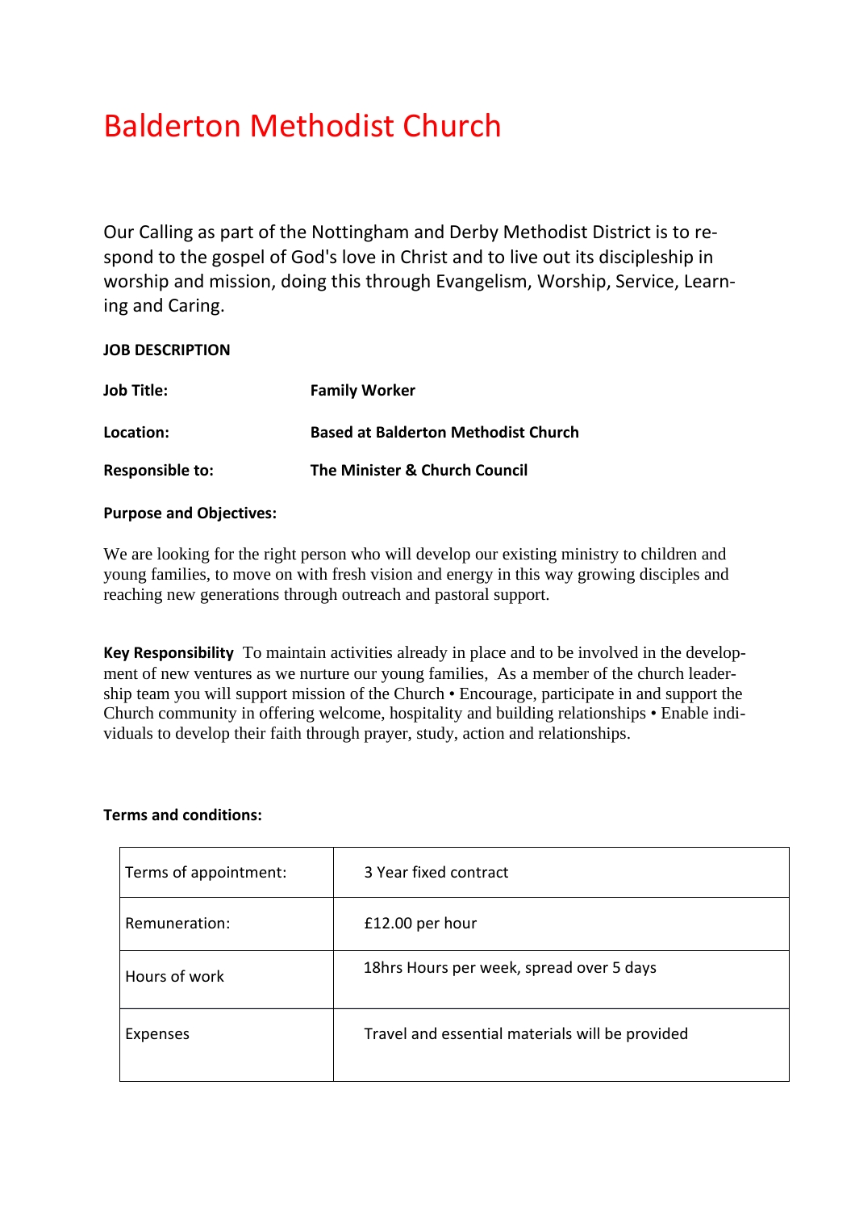# Balderton Methodist Church

Our Calling as part of the Nottingham and Derby Methodist District is to respond to the gospel of God's love in Christ and to live out its discipleship in worship and mission, doing this through Evangelism, Worship, Service, Learning and Caring.

**JOB DESCRIPTION**

**Job Title:** **Family Worker**

**Location:** **Based at Balderton Methodist Church**

**Responsible to:** **The Minister & Church Council**

**Purpose and Objectives:**

We are looking for the right person who will develop our existing ministry to children and young families, to move on with fresh vision and energy in this way growing disciples and reaching new generations through outreach and pastoral support.

**Key Responsibility** To maintain activities already in place and to be involved in the development of new ventures as we nurture our young families, As a member of the church leadership team you will support mission of the Church • Encourage, participate in and support the Church community in offering welcome, hospitality and building relationships • Enable individuals to develop their faith through prayer, study, action and relationships.

**Terms and conditions:**

| | |
|---|---|
| Terms of appointment: | 3 Year fixed contract |
| Remuneration: | £12.00 per hour |
| Hours of work | 18hrs Hours per week, spread over 5 days |
| Expenses | Travel and essential materials will be provided |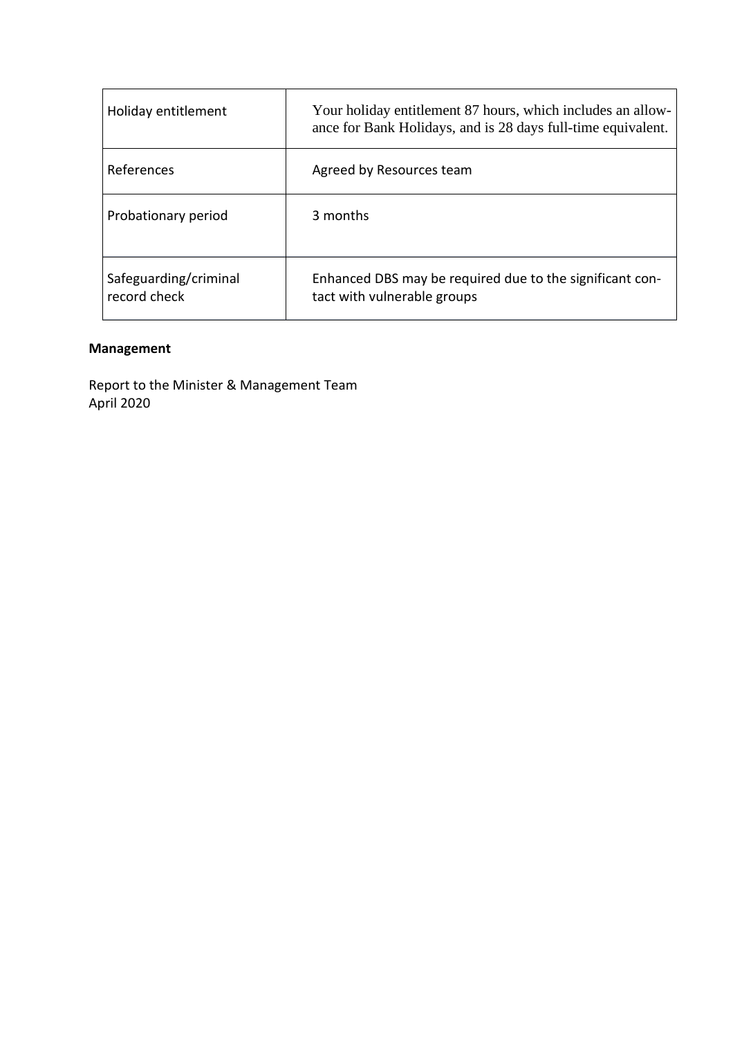| | |
|---|---|
| Holiday entitlement | Your holiday entitlement 87 hours, which includes an allowance for Bank Holidays, and is 28 days full-time equivalent. |
| References | Agreed by Resources team |
| Probationary period | 3 months |
| Safeguarding/criminal record check | Enhanced DBS may be required due to the significant contact with vulnerable groups |

**Management**

Report to the Minister & Management Team
April 2020